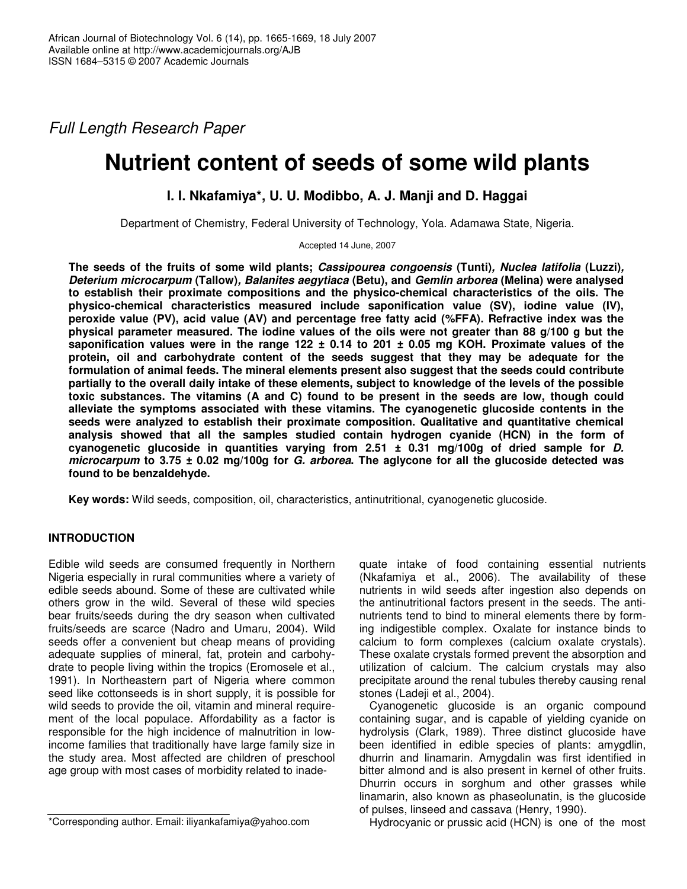*Full Length Research Paper*

# Nutrient content of seeds of some wild plants

**I. I. Nkafamiya\*, U. U. Modibbo, A. J. Manji and D. Haggai**

Department of Chemistry, Federal University of Technology, Yola. Adamawa State, Nigeria.

Accepted 14 June, 2007

**The seeds of the fruits of some wild plants; *Cassipourea congoensis* (Tunti)*, Nuclea latifolia* (Luzzi)*, Deterium microcarpum* (Tallow)*, Balanites aegytiaca* (Betu), and *Gemlin arborea* (Melina) were analysed to establish their proximate compositions and the physico-chemical characteristics of the oils. The physico-chemical characteristics measured include saponification value (SV), iodine value (IV), peroxide value (PV), acid value (AV) and percentage free fatty acid (%FFA). Refractive index was the physical parameter measured. The iodine values of the oils were not greater than 88 g/100 g but the saponification values were in the range 122 ± 0.14 to 201 ± 0.05 mg KOH. Proximate values of the protein, oil and carbohydrate content of the seeds suggest that they may be adequate for the formulation of animal feeds. The mineral elements present also suggest that the seeds could contribute partially to the overall daily intake of these elements, subject to knowledge of the levels of the possible toxic substances. The vitamins (A and C) found to be present in the seeds are low, though could alleviate the symptoms associated with these vitamins. The cyanogenetic glucoside contents in the seeds were analyzed to establish their proximate composition. Qualitative and quantitative chemical analysis showed that all the samples studied contain hydrogen cyanide (HCN) in the form of cyanogenetic glucoside in quantities varying from 2.51 ± 0.31 mg/100g of dried sample for *D. microcarpum* to 3.75 ± 0.02 mg/100g for *G. arborea*. The aglycone for all the glucoside detected was found to be benzaldehyde.**

**Key words:** Wild seeds, composition, oil, characteristics, antinutritional, cyanogenetic glucoside.

## INTRODUCTION

Edible wild seeds are consumed frequently in Northern Nigeria especially in rural communities where a variety of edible seeds abound. Some of these are cultivated while others grow in the wild. Several of these wild species bear fruits/seeds during the dry season when cultivated fruits/seeds are scarce (Nadro and Umaru, 2004). Wild seeds offer a convenient but cheap means of providing adequate supplies of mineral, fat, protein and carbohydrate to people living within the tropics (Eromosele et al., 1991). In Northeastern part of Nigeria where common seed like cottonseeds is in short supply, it is possible for wild seeds to provide the oil, vitamin and mineral requirement of the local populace. Affordability as a factor is responsible for the high incidence of malnutrition in low-income families that traditionally have large family size in the study area. Most affected are children of preschool age group with most cases of morbidity related to inadequate intake of food containing essential nutrients (Nkafamiya et al., 2006). The availability of these nutrients in wild seeds after ingestion also depends on the antinutritional factors present in the seeds. The antinutrients tend to bind to mineral elements there by forming indigestible complex. Oxalate for instance binds to calcium to form complexes (calcium oxalate crystals). These oxalate crystals formed prevent the absorption and utilization of calcium. The calcium crystals may also precipitate around the renal tubules thereby causing renal stones (Ladeji et al., 2004).

Cyanogenetic glucoside is an organic compound containing sugar, and is capable of yielding cyanide on hydrolysis (Clark, 1989). Three distinct glucoside have been identified in edible species of plants: amygdlin, dhurrin and linamarin. Amygdalin was first identified in bitter almond and is also present in kernel of other fruits. Dhurrin occurs in sorghum and other grasses while linamarin, also known as phaseolunatin, is the glucoside of pulses, linseed and cassava (Henry, 1990).

Hydrocyanic or prussic acid (HCN) is one of the most

\*Corresponding author. Email: iliyankafamiya@yahoo.com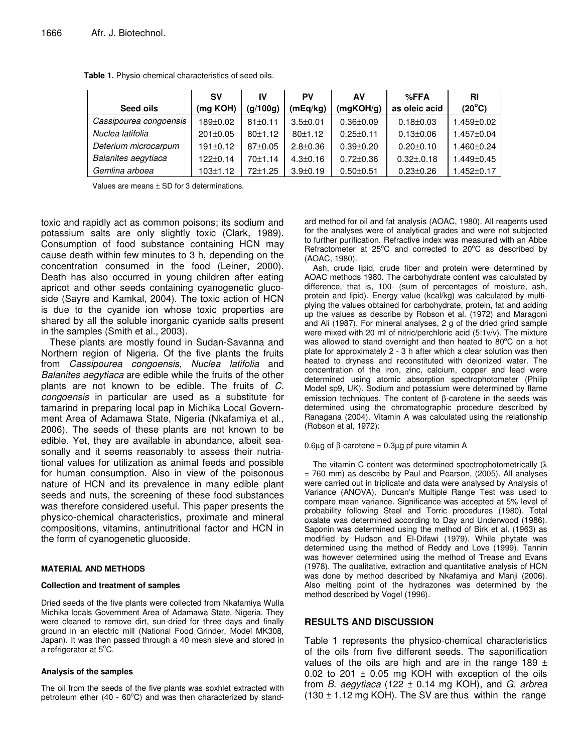**Table 1.** Physio-chemical characteristics of seed oils.

| Seed oils | SV (mg KOH) | IV (g/100g) | PV (mEq/kg) | AV (mgKOH/g) | %FFA as oleic acid | RI (20°C) |
|---|---|---|---|---|---|---|
| *Cassipourea congoensis* | 189±0.02 | 81±0.11 | 3.5±0.01 | 0.36±0.09 | 0.18±0.03 | 1.459±0.02 |
| *Nuclea latifolia* | 201±0.05 | 80±1.12 | 80±1.12 | 0.25±0.11 | 0.13±0.06 | 1.457±0.04 |
| *Deterium microcarpum* | 191±0.12 | 87±0.05 | 2.8±0.36 | 0.39±0.20 | 0.20±0.10 | 1.460±0.24 |
| *Balanites aegytiaca* | 122±0.14 | 70±1.14 | 4.3±0.16 | 0.72±0.36 | 0.32±.0.18 | 1.449±0.45 |
| *Gemlina arboea* | 103±1.12 | 72±1.25 | 3.9±0.19 | 0.50±0.51 | 0.23±0.26 | 1.452±0.17 |

Values are means ± SD for 3 determinations.

toxic and rapidly act as common poisons; its sodium and potassium salts are only slightly toxic (Clark, 1989). Consumption of food substance containing HCN may cause death within few minutes to 3 h, depending on the concentration consumed in the food (Leiner, 2000). Death has also occurred in young children after eating apricot and other seeds containing cyanogenetic glucoside (Sayre and Kamkal, 2004). The toxic action of HCN is due to the cyanide ion whose toxic properties are shared by all the soluble inorganic cyanide salts present in the samples (Smith et al., 2003).

These plants are mostly found in Sudan-Savanna and Northern region of Nigeria. Of the five plants the fruits from *Cassipourea congoensis, Nuclea latifolia* and *Balanites aegytiaca* are edible while the fruits of the other plants are not known to be edible. The fruits of *C. congoensis* in particular are used as a substitute for tamarind in preparing local pap in Michika Local Government Area of Adamawa State, Nigeria (Nkafamiya et al., 2006). The seeds of these plants are not known to be edible. Yet, they are available in abundance, albeit seasonally and it seems reasonably to assess their nutriational values for utilization as animal feeds and possible for human consumption. Also in view of the poisonous nature of HCN and its prevalence in many edible plant seeds and nuts, the screening of these food substances was therefore considered useful. This paper presents the physico-chemical characteristics, proximate and mineral compositions, vitamins, antinutritional factor and HCN in the form of cyanogenetic glucoside.

## MATERIAL AND METHODS

### Collection and treatment of samples

Dried seeds of the five plants were collected from Nkafamiya Wulla Michika locals Government Area of Adamawa State, Nigeria. They were cleaned to remove dirt, sun-dried for three days and finally ground in an electric mill (National Food Grinder, Model MK308, Japan). It was then passed through a 40 mesh sieve and stored in a refrigerator at 5°C.

### Analysis of the samples

The oil from the seeds of the five plants was soxhlet extracted with petroleum ether (40 - 60°C) and was then characterized by standard method for oil and fat analysis (AOAC, 1980). All reagents used for the analyses were of analytical grades and were not subjected to further purification. Refractive index was measured with an Abbe Refractometer at 25°C and corrected to 20°C as described by (AOAC, 1980).

Ash, crude lipid, crude fiber and protein were determined by AOAC methods 1980. The carbohydrate content was calculated by difference, that is, 100- (sum of percentages of moisture, ash, protein and lipid). Energy value (kcal/kg) was calculated by multiplying the values obtained for carbohydrate, protein, fat and adding up the values as describe by Robson et al. (1972) and Maragoni and Ali (1987). For mineral analyses, 2 g of the dried grind sample were mixed with 20 ml of nitric/perchloric acid (5:1v/v). The mixture was allowed to stand overnight and then heated to 80°C on a hot plate for approximately 2 - 3 h after which a clear solution was then heated to dryness and reconstituted with deionized water. The concentration of the iron, zinc, calcium, copper and lead were determined using atomic absorption spectrophotometer (Philip Model sp9, UK). Sodium and potassium were determined by flame emission techniques. The content of β-carotene in the seeds was determined using the chromatographic procedure described by Ranagana (2004). Vitamin A was calculated using the relationship (Robson et al, 1972):

0.6μg of β-carotene = 0.3μg pf pure vitamin A

The vitamin C content was determined spectrophotometrically (λ = 760 mm) as describe by Paul and Pearson, (2005). All analyses were carried out in triplicate and data were analysed by Analysis of Variance (ANOVA). Duncan's Multiple Range Test was used to compare mean variance. Significance was accepted at 5% level of probability following Steel and Torric procedures (1980). Total oxalate was determined according to Day and Underwood (1986). Saponin was determined using the method of Birk et al. (1963) as modified by Hudson and El-Difawi (1979). While phytate was determined using the method of Reddy and Love (1999). Tannin was however determined using the method of Trease and Evans (1978). The qualitative, extraction and quantitative analysis of HCN was done by method described by Nkafamiya and Manji (2006). Also melting point of the hydrazones was determined by the method described by Vogel (1996).

## RESULTS AND DISCUSSION

Table 1 represents the physico-chemical characteristics of the oils from five different seeds. The saponification values of the oils are high and are in the range 189 ± 0.02 to 201 ± 0.05 mg KOH with exception of the oils from *B. aegytiaca* (122 ± 0.14 mg KOH), and *G. arbrea* (130 ± 1.12 mg KOH). The SV are thus within the range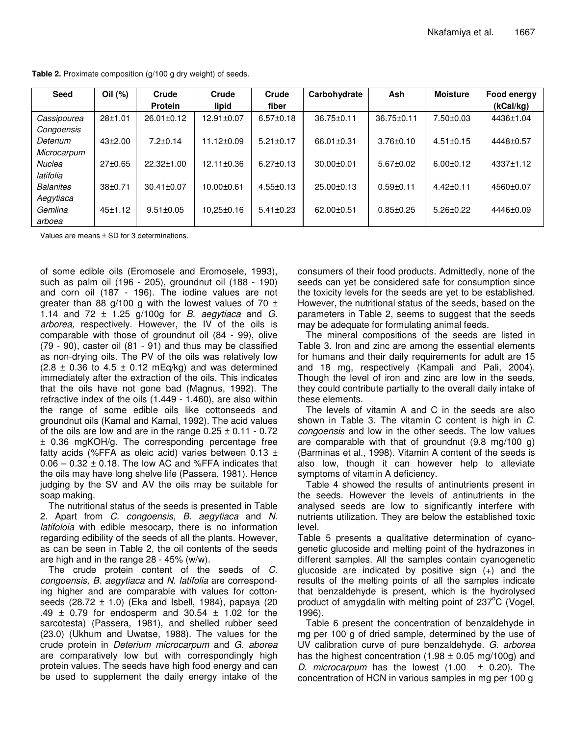**Table 2.** Proximate composition (g/100 g dry weight) of seeds.

| Seed | Oil (%) | Crude Protein | Crude lipid | Crude fiber | Carbohydrate | Ash | Moisture | Food energy (kCal/kg) |
|---|---|---|---|---|---|---|---|---|
| *Cassipourea Congoensis* | 28±1.01 | 26.01±0.12 | 12.91±0.07 | 6.57±0.18 | 36.75±0.11 | 36.75±0.11 | 7.50±0.03 | 4436±1.04 |
| *Deterium Microcarpum* | 43±2.00 | 7.2±0.14 | 11.12±0.09 | 5.21±0.17 | 66.01±0.31 | 3.76±0.10 | 4.51±0.15 | 4448±0.57 |
| *Nuclea latifolia* | 27±0.65 | 22.32±1.00 | 12.11±0.36 | 6.27±0.13 | 30.00±0.01 | 5.67±0.02 | 6.00±0.12 | 4337±1.12 |
| *Balanites Aegytiaca* | 38±0.71 | 30.41±0.07 | 10.00±0.61 | 4.55±0.13 | 25.00±0.13 | 0.59±0.11 | 4.42±0.11 | 4560±0.07 |
| *Gemlina arboea* | 45±1.12 | 9.51±0.05 | 10,25±0.16 | 5.41±0.23 | 62.00±0.51 | 0.85±0.25 | 5.26±0.22 | 4446±0.09 |

Values are means ± SD for 3 determinations.

of some edible oils (Eromosele and Eromosele, 1993), such as palm oil (196 - 205), groundnut oil (188 - 190) and corn oil (187 - 196). The iodine values are not greater than 88 g/100 g with the lowest values of 70 ± 1.14 and 72 ± 1.25 g/100g for *B. aegytiaca* and *G. arborea,* respectively. However, the IV of the oils is comparable with those of groundnut oil (84 - 99), olive (79 - 90), caster oil (81 - 91) and thus may be classified as non-drying oils. The PV of the oils was relatively low (2.8 ± 0.36 to 4.5 ± 0.12 mEq/kg) and was determined immediately after the extraction of the oils. This indicates that the oils have not gone bad (Magnus, 1992). The refractive index of the oils (1.449 - 1.460), are also within the range of some edible oils like cottonseeds and groundnut oils (Kamal and Kamal, 1992). The acid values of the oils are low and are in the range 0.25 ± 0.11 - 0.72 ± 0.36 mgKOH/g. The corresponding percentage free fatty acids (%FFA as oleic acid) varies between 0.13 ± 0.06 – 0.32 ± 0.18. The low AC and %FFA indicates that the oils may have long shelve life (Passera, 1981). Hence judging by the SV and AV the oils may be suitable for soap making.

The nutritional status of the seeds is presented in Table 2. Apart from *C. congoensis*, *B. aegytiaca* and *N. latifoloia* with edible mesocarp, there is no information regarding edibility of the seeds of all the plants. However, as can be seen in Table 2, the oil contents of the seeds are high and in the range 28 - 45% (w/w).

The crude protein content of the seeds of *C. congoensis, B. aegytiaca* and *N. latifolia* are corresponding higher and are comparable with values for cotton-seeds (28.72 ± 1.0) (Eka and Isbell, 1984), papaya (20 .49 ± 0.79 for endosperm and 30.54 ± 1.02 for the sarcotesta) (Passera, 1981), and shelled rubber seed (23.0) (Ukhum and Uwatse, 1988). The values for the crude protein in *Deterium microcarpum* and *G. aborea* are comparatively low but with correspondingly high protein values. The seeds have high food energy and can be used to supplement the daily energy intake of the consumers of their food products. Admittedly, none of the seeds can yet be considered safe for consumption since the toxicity levels for the seeds are yet to be established. However, the nutritional status of the seeds, based on the parameters in Table 2, seems to suggest that the seeds may be adequate for formulating animal feeds.

The mineral compositions of the seeds are listed in Table 3. Iron and zinc are among the essential elements for humans and their daily requirements for adult are 15 and 18 mg, respectively (Kampali and Pali, 2004). Though the level of iron and zinc are low in the seeds, they could contribute partially to the overall daily intake of these elements.

The levels of vitamin A and C in the seeds are also shown in Table 3. The vitamin C content is high in *C. congoensis* and low in the other seeds. The low values are comparable with that of groundnut (9.8 mg/100 g) (Barminas et al., 1998). Vitamin A content of the seeds is also low, though it can however help to alleviate symptoms of vitamin A deficiency.

Table 4 showed the results of antinutrients present in the seeds. However the levels of antinutrients in the analysed seeds are low to significantly interfere with nutrients utilization. They are below the established toxic level.

Table 5 presents a qualitative determination of cyano-genetic glucoside and melting point of the hydrazones in different samples. All the samples contain cyanogenetic glucoside are indicated by positive sign (+) and the results of the melting points of all the samples indicate that benzaldehyde is present, which is the hydrolysed product of amygdalin with melting point of 237°C (Vogel, 1996).

Table 6 present the concentration of benzaldehyde in mg per 100 g of dried sample, determined by the use of UV calibration curve of pure benzaldehyde. *G. arborea* has the highest concentration (1.98 ± 0.05 mg/100g) and *D. microcarpum* has the lowest (1.00 ± 0.20). The concentration of HCN in various samples in mg per 100 g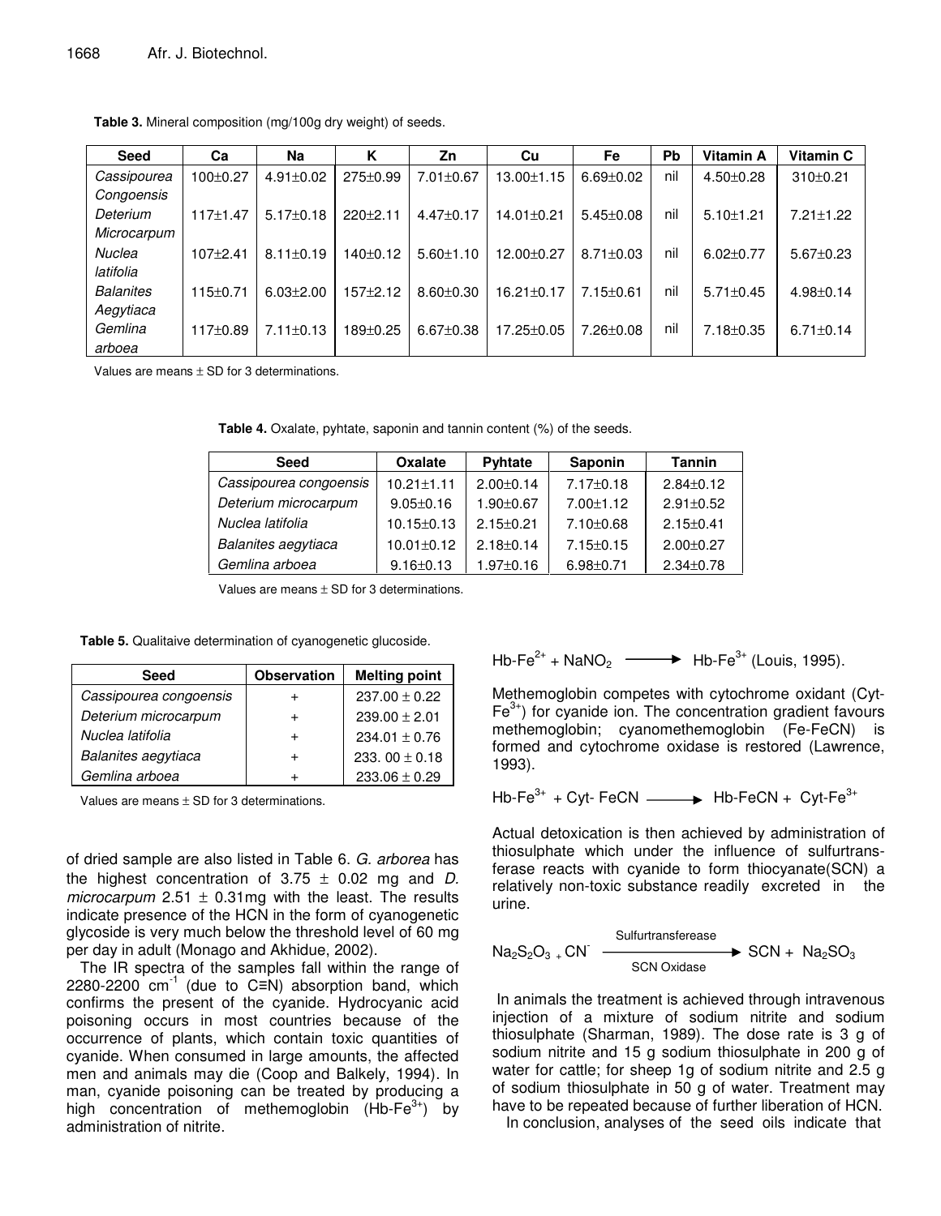**Table 3.** Mineral composition (mg/100g dry weight) of seeds.

| Seed | Ca | Na | K | Zn | Cu | Fe | Pb | Vitamin A | Vitamin C |
|---|---|---|---|---|---|---|---|---|---|
| *Cassipourea Congoensis* | 100±0.27 | 4.91±0.02 | 275±0.99 | 7.01±0.67 | 13.00±1.15 | 6.69±0.02 | nil | 4.50±0.28 | 310±0.21 |
| *Deterium Microcarpum* | 117±1.47 | 5.17±0.18 | 220±2.11 | 4.47±0.17 | 14.01±0.21 | 5.45±0.08 | nil | 5.10±1.21 | 7.21±1.22 |
| *Nuclea latifolia* | 107±2.41 | 8.11±0.19 | 140±0.12 | 5.60±1.10 | 12.00±0.27 | 8.71±0.03 | nil | 6.02±0.77 | 5.67±0.23 |
| *Balanites Aegytiaca* | 115±0.71 | 6.03±2.00 | 157±2.12 | 8.60±0.30 | 16.21±0.17 | 7.15±0.61 | nil | 5.71±0.45 | 4.98±0.14 |
| *Gemlina arboea* | 117±0.89 | 7.11±0.13 | 189±0.25 | 6.67±0.38 | 17.25±0.05 | 7.26±0.08 | nil | 7.18±0.35 | 6.71±0.14 |

Values are means ± SD for 3 determinations.

**Table 4.** Oxalate, pyhtate, saponin and tannin content (%) of the seeds.

| Seed | Oxalate | Pyhtate | Saponin | Tannin |
|---|---|---|---|---|
| *Cassipourea congoensis* | 10.21±1.11 | 2.00±0.14 | 7.17±0.18 | 2.84±0.12 |
| *Deterium microcarpum* | 9.05±0.16 | 1.90±0.67 | 7.00±1.12 | 2.91±0.52 |
| *Nuclea latifolia* | 10.15±0.13 | 2.15±0.21 | 7.10±0.68 | 2.15±0.41 |
| *Balanites aegytiaca* | 10.01±0.12 | 2.18±0.14 | 7.15±0.15 | 2.00±0.27 |
| *Gemlina arboea* | 9.16±0.13 | 1.97±0.16 | 6.98±0.71 | 2.34±0.78 |

Values are means ± SD for 3 determinations.

**Table 5.** Qualitaive determination of cyanogenetic glucoside.

| Seed | Observation | Melting point |
|---|---|---|
| *Cassipourea congoensis* | + | 237.00 ± 0.22 |
| *Deterium microcarpum* | + | 239.00 ± 2.01 |
| *Nuclea latifolia* | + | 234.01 ± 0.76 |
| *Balanites aegytiaca* | + | 233. 00 ± 0.18 |
| *Gemlina arboea* | + | 233.06 ± 0.29 |

Values are means ± SD for 3 determinations.

of dried sample are also listed in Table 6. *G. arborea* has the highest concentration of 3.75 ± 0.02 mg and *D. microcarpum* 2.51 ± 0.31mg with the least. The results indicate presence of the HCN in the form of cyanogenetic glycoside is very much below the threshold level of 60 mg per day in adult (Monago and Akhidue, 2002).

The IR spectra of the samples fall within the range of 2280-2200 $cm^{-1}$ (due to C≡N) absorption band, which confirms the present of the cyanide. Hydrocyanic acid poisoning occurs in most countries because of the occurrence of plants, which contain toxic quantities of cyanide. When consumed in large amounts, the affected men and animals may die (Coop and Balkely, 1994). In man, cyanide poisoning can be treated by producing a high concentration of methemoglobin ($Hb\text{-}Fe^{3+}$) by administration of nitrite.

$$Hb\text{-}Fe^{2+} + NaNO_2 \longrightarrow Hb\text{-}Fe^{3+}$$ (Louis, 1995).

Methemoglobin competes with cytochrome oxidant ($Cyt\text{-}Fe^{3+}$) for cyanide ion. The concentration gradient favours methemoglobin; cyanomethemoglobin (Fe-FeCN) is formed and cytochrome oxidase is restored (Lawrence, 1993).

$$Hb\text{-}Fe^{3+} + Cyt\text{-}FeCN \longrightarrow Hb\text{-}FeCN + Cyt\text{-}Fe^{3+}$$

Actual detoxication is then achieved by administration of thiosulphate which under the influence of sulfurtransferase reacts with cyanide to form thiocyanate(SCN) a relatively non-toxic substance readily excreted in the urine.

$$Na_2S_2O_3 + CN^- \xrightarrow[\text{SCN Oxidase}]{\text{Sulfurtransferease}} SCN + Na_2SO_3$$

In animals the treatment is achieved through intravenous injection of a mixture of sodium nitrite and sodium thiosulphate (Sharman, 1989). The dose rate is 3 g of sodium nitrite and 15 g sodium thiosulphate in 200 g of water for cattle; for sheep 1g of sodium nitrite and 2.5 g of sodium thiosulphate in 50 g of water. Treatment may have to be repeated because of further liberation of HCN.

In conclusion, analyses of the seed oils indicate that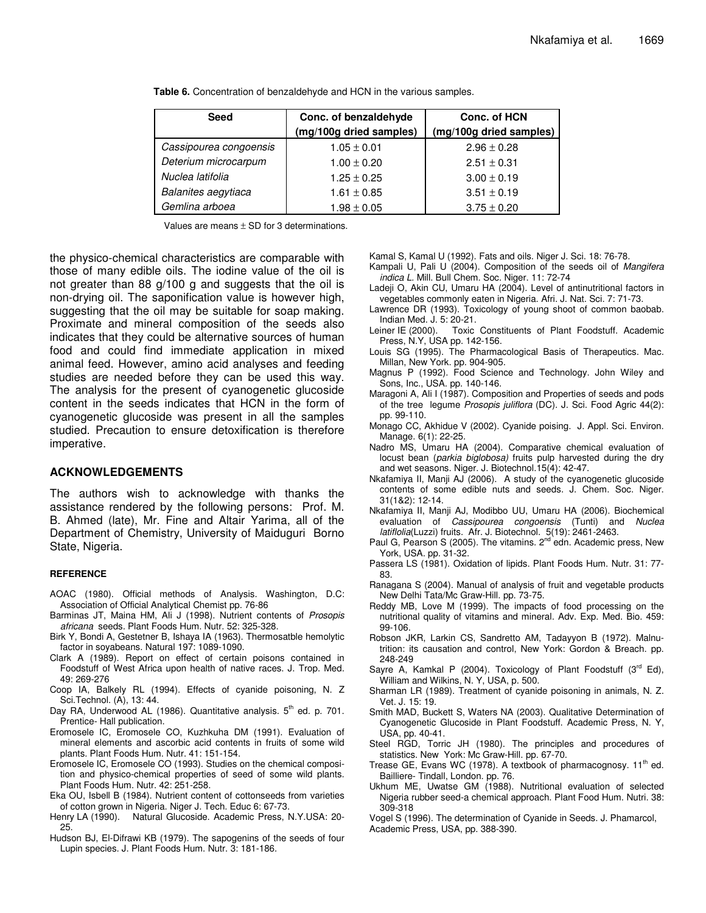**Table 6.** Concentration of benzaldehyde and HCN in the various samples.

| Seed | Conc. of benzaldehyde (mg/100g dried samples) | Conc. of HCN (mg/100g dried samples) |
|---|---|---|
| *Cassipourea congoensis* | 1.05 ± 0.01 | 2.96 ± 0.28 |
| *Deterium microcarpum* | 1.00 ± 0.20 | 2.51 ± 0.31 |
| *Nuclea latifolia* | 1.25 ± 0.25 | 3.00 ± 0.19 |
| *Balanites aegytiaca* | 1.61 ± 0.85 | 3.51 ± 0.19 |
| *Gemlina arboea* | 1.98 ± 0.05 | 3.75 ± 0.20 |

Values are means ± SD for 3 determinations.

the physico-chemical characteristics are comparable with those of many edible oils. The iodine value of the oil is not greater than 88 g/100 g and suggests that the oil is non-drying oil. The saponification value is however high, suggesting that the oil may be suitable for soap making. Proximate and mineral composition of the seeds also indicates that they could be alternative sources of human food and could find immediate application in mixed animal feed. However, amino acid analyses and feeding studies are needed before they can be used this way. The analysis for the present of cyanogenetic glucoside content in the seeds indicates that HCN in the form of cyanogenetic glucoside was present in all the samples studied. Precaution to ensure detoxification is therefore imperative.

## ACKNOWLEDGEMENTS

The authors wish to acknowledge with thanks the assistance rendered by the following persons: Prof. M. B. Ahmed (late), Mr. Fine and Altair Yarima, all of the Department of Chemistry, University of Maiduguri Borno State, Nigeria.

### REFERENCE

AOAC (1980). Official methods of Analysis. Washington, D.C: Association of Official Analytical Chemist pp. 76-86

Barminas JT, Maina HM, Ali J (1998). Nutrient contents of *Prosopis africana* seeds. Plant Foods Hum. Nutr. 52: 325-328.

Birk Y, Bondi A, Gestetner B, Ishaya IA (1963). Thermosatble hemolytic factor in soyabeans. Natural 197: 1089-1090.

Clark A (1989). Report on effect of certain poisons contained in Foodstuff of West Africa upon health of native races. J. Trop. Med. 49: 269-276

Coop IA, Balkely RL (1994). Effects of cyanide poisoning, N. Z Sci.Technol. (A), 13: 44.

Day RA, Underwood AL (1986). Quantitative analysis. 5th ed. p. 701. Prentice- Hall publication.

Eromosele IC, Eromosele CO, Kuzhkuha DM (1991). Evaluation of mineral elements and ascorbic acid contents in fruits of some wild plants. Plant Foods Hum. Nutr. 41: 151-154.

Eromosele IC, Eromosele CO (1993). Studies on the chemical composition and physico-chemical properties of seed of some wild plants. Plant Foods Hum. Nutr. 42: 251-258.

Eka OU, Isbell B (1984). Nutrient content of cottonseeds from varieties of cotton grown in Nigeria. Niger J. Tech. Educ 6: 67-73.

Henry LA (1990). Natural Glucoside. Academic Press, N.Y.USA: 20-25.

Hudson BJ, El-Difrawi KB (1979). The sapogenins of the seeds of four Lupin species. J. Plant Foods Hum. Nutr. 3: 181-186.

Kamal S, Kamal U (1992). Fats and oils. Niger J. Sci. 18: 76-78.

Kampali U, Pali U (2004). Composition of the seeds oil of *Mangifera indica L.* Mill. Bull Chem. Soc. Niger. 11: 72-74

Ladeji O, Akin CU, Umaru HA (2004). Level of antinutritional factors in vegetables commonly eaten in Nigeria. Afri. J. Nat. Sci. 7: 71-73.

Lawrence DR (1993). Toxicology of young shoot of common baobab. Indian Med. J. 5: 20-21.

Leiner IE (2000). Toxic Constituents of Plant Foodstuff. Academic Press, N.Y, USA pp. 142-156.

Louis SG (1995). The Pharmacological Basis of Therapeutics. Mac. Millan, New York. pp. 904-905.

Magnus P (1992). Food Science and Technology. John Wiley and Sons, Inc., USA. pp. 140-146.

Maragoni A, Ali I (1987). Composition and Properties of seeds and pods of the tree legume *Prosopis juliflora* (DC). J. Sci. Food Agric 44(2): pp. 99-110.

Monago CC, Akhidue V (2002). Cyanide poising. J. Appl. Sci. Environ. Manage. 6(1): 22-25.

Nadro MS, Umaru HA (2004). Comparative chemical evaluation of locust bean (*parkia biglobosa)* fruits pulp harvested during the dry and wet seasons. Niger. J. Biotechnol.15(4): 42-47.

Nkafamiya II, Manji AJ (2006). A study of the cyanogenetic glucoside contents of some edible nuts and seeds. J. Chem. Soc. Niger. 31(1&2): 12-14.

Nkafamiya II, Manji AJ, Modibbo UU, Umaru HA (2006). Biochemical evaluation of *Cassipourea congoensis* (Tunti) and *Nuclea latiflolia*(Luzzi) fruits. Afr. J. Biotechnol. 5(19): 2461-2463.

Paul G, Pearson S (2005). The vitamins. 2nd edn. Academic press, New York, USA. pp. 31-32.

Passera LS (1981). Oxidation of lipids. Plant Foods Hum. Nutr. 31: 77-83.

Ranagana S (2004). Manual of analysis of fruit and vegetable products New Delhi Tata/Mc Graw-Hill. pp. 73-75.

Reddy MB, Love M (1999). The impacts of food processing on the nutritional quality of vitamins and mineral. Adv. Exp. Med. Bio. 459: 99-106.

Robson JKR, Larkin CS, Sandretto AM, Tadayyon B (1972). Malnutrition: its causation and control, New York: Gordon & Breach. pp. 248-249

Sayre A, Kamkal P (2004). Toxicology of Plant Foodstuff (3rd Ed), William and Wilkins, N. Y, USA, p. 500.

Sharman LR (1989). Treatment of cyanide poisoning in animals, N. Z. Vet. J. 15: 19.

Smith MAD, Buckett S, Waters NA (2003). Qualitative Determination of Cyanogenetic Glucoside in Plant Foodstuff. Academic Press, N. Y, USA, pp. 40-41.

Steel RGD, Torric JH (1980). The principles and procedures of statistics. New York: Mc Graw-Hill. pp. 67-70.

Trease GE, Evans WC (1978). A textbook of pharmacognosy. 11th ed. Bailliere- Tindall, London. pp. 76.

Ukhum ME, Uwatse GM (1988). Nutritional evaluation of selected Nigeria rubber seed-a chemical approach. Plant Food Hum. Nutri. 38: 309-318

Vogel S (1996). The determination of Cyanide in Seeds. J. Phamarcol, Academic Press, USA, pp. 388-390.